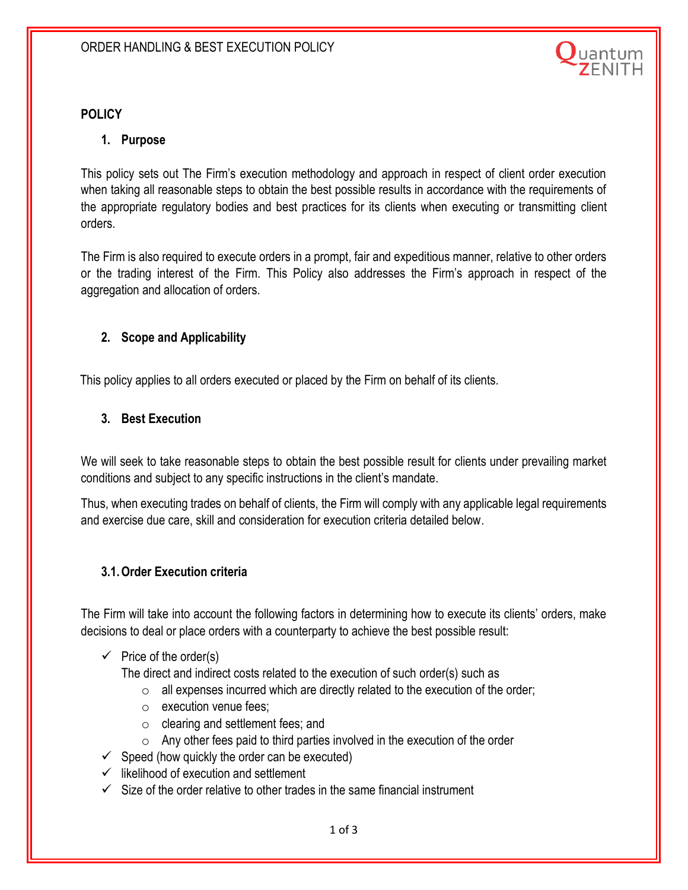# POLICY

## 1. Purpose

This policy sets out The Firm's execution methodology and approach in respect of client order execution when taking all reasonable steps to obtain the best possible results in accordance with the requirements of the appropriate regulatory bodies and best practices for its clients when executing or transmitting client orders.

The Firm is also required to execute orders in a prompt, fair and expeditious manner, relative to other orders or the trading interest of the Firm. This Policy also addresses the Firm's approach in respect of the aggregation and allocation of orders.

## 2. Scope and Applicability

This policy applies to all orders executed or placed by the Firm on behalf of its clients.

## 3. Best Execution

We will seek to take reasonable steps to obtain the best possible result for clients under prevailing market conditions and subject to any specific instructions in the client's mandate.

Thus, when executing trades on behalf of clients, the Firm will comply with any applicable legal requirements and exercise due care, skill and consideration for execution criteria detailed below.

### 3.1. Order Execution criteria

The Firm will take into account the following factors in determining how to execute its clients' orders, make decisions to deal or place orders with a counterparty to achieve the best possible result:

- ✓ Price of the order(s)
  The direct and indirect costs related to the execution of such order(s) such as
  - all expenses incurred which are directly related to the execution of the order;
  - execution venue fees;
  - clearing and settlement fees; and
  - Any other fees paid to third parties involved in the execution of the order
- ✓ Speed (how quickly the order can be executed)
- ✓ likelihood of execution and settlement
- ✓ Size of the order relative to other trades in the same financial instrument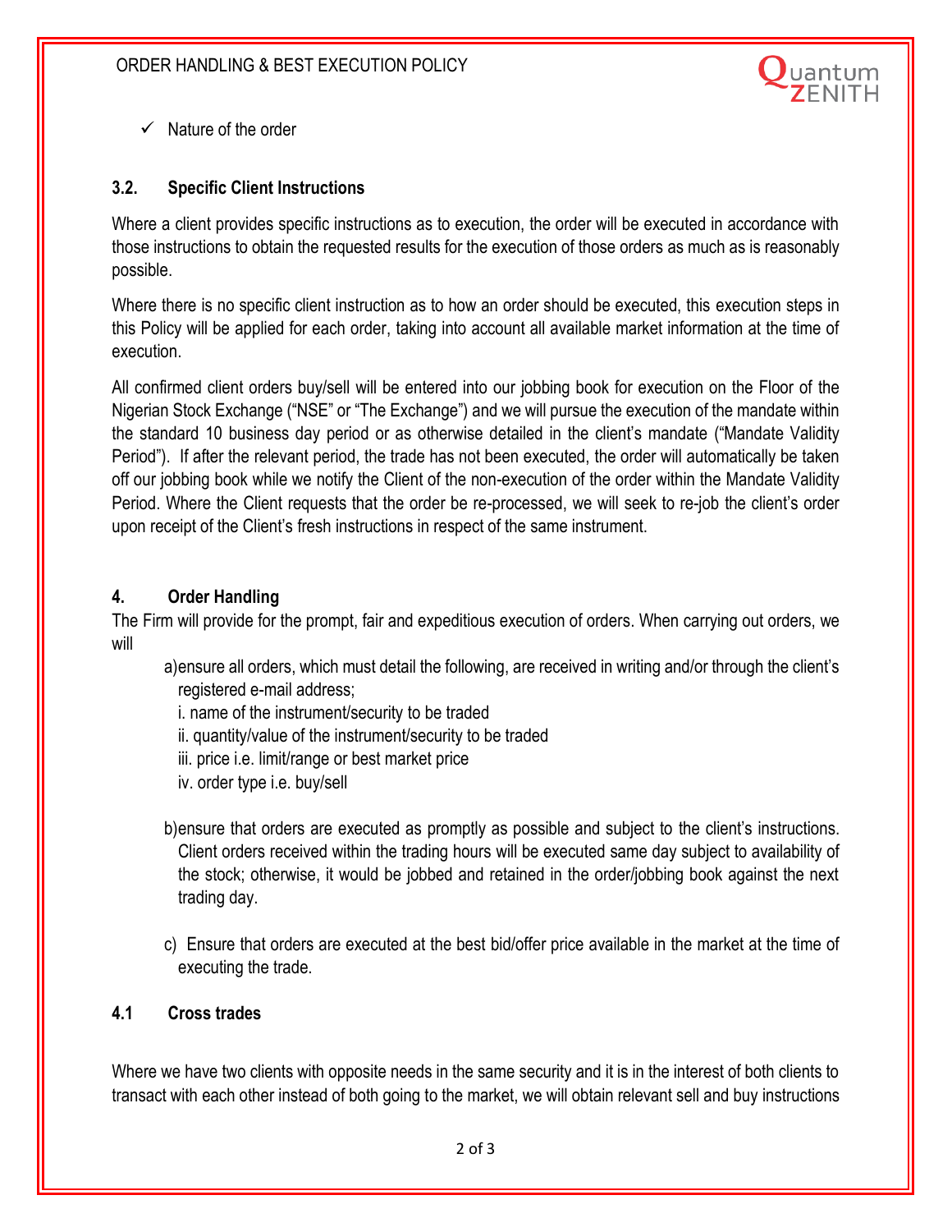- ✓ Nature of the order

### 3.2. Specific Client Instructions

Where a client provides specific instructions as to execution, the order will be executed in accordance with those instructions to obtain the requested results for the execution of those orders as much as is reasonably possible.

Where there is no specific client instruction as to how an order should be executed, this execution steps in this Policy will be applied for each order, taking into account all available market information at the time of execution.

All confirmed client orders buy/sell will be entered into our jobbing book for execution on the Floor of the Nigerian Stock Exchange ("NSE" or "The Exchange") and we will pursue the execution of the mandate within the standard 10 business day period or as otherwise detailed in the client's mandate ("Mandate Validity Period"). If after the relevant period, the trade has not been executed, the order will automatically be taken off our jobbing book while we notify the Client of the non-execution of the order within the Mandate Validity Period. Where the Client requests that the order be re-processed, we will seek to re-job the client's order upon receipt of the Client's fresh instructions in respect of the same instrument.

## 4. Order Handling

The Firm will provide for the prompt, fair and expeditious execution of orders. When carrying out orders, we will

a) ensure all orders, which must detail the following, are received in writing and/or through the client's registered e-mail address;
   - i. name of the instrument/security to be traded
   - ii. quantity/value of the instrument/security to be traded
   - iii. price i.e. limit/range or best market price
   - iv. order type i.e. buy/sell

b) ensure that orders are executed as promptly as possible and subject to the client's instructions. Client orders received within the trading hours will be executed same day subject to availability of the stock; otherwise, it would be jobbed and retained in the order/jobbing book against the next trading day.

c) Ensure that orders are executed at the best bid/offer price available in the market at the time of executing the trade.

### 4.1 Cross trades

Where we have two clients with opposite needs in the same security and it is in the interest of both clients to transact with each other instead of both going to the market, we will obtain relevant sell and buy instructions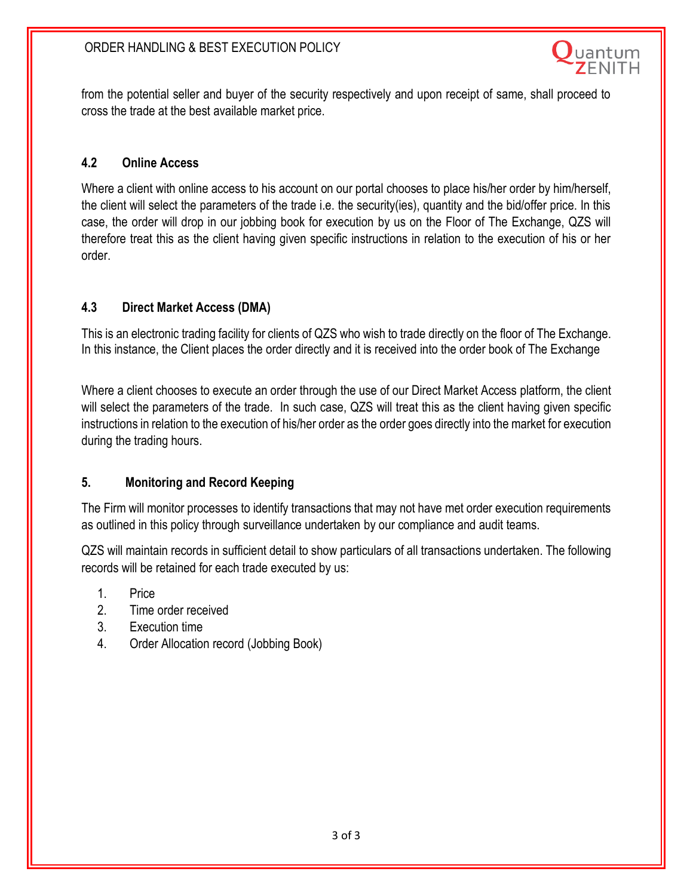from the potential seller and buyer of the security respectively and upon receipt of same, shall proceed to cross the trade at the best available market price.

### 4.2 Online Access

Where a client with online access to his account on our portal chooses to place his/her order by him/herself, the client will select the parameters of the trade i.e. the security(ies), quantity and the bid/offer price. In this case, the order will drop in our jobbing book for execution by us on the Floor of The Exchange, QZS will therefore treat this as the client having given specific instructions in relation to the execution of his or her order.

### 4.3 Direct Market Access (DMA)

This is an electronic trading facility for clients of QZS who wish to trade directly on the floor of The Exchange. In this instance, the Client places the order directly and it is received into the order book of The Exchange

Where a client chooses to execute an order through the use of our Direct Market Access platform, the client will select the parameters of the trade. In such case, QZS will treat this as the client having given specific instructions in relation to the execution of his/her order as the order goes directly into the market for execution during the trading hours.

## 5. Monitoring and Record Keeping

The Firm will monitor processes to identify transactions that may not have met order execution requirements as outlined in this policy through surveillance undertaken by our compliance and audit teams.

QZS will maintain records in sufficient detail to show particulars of all transactions undertaken. The following records will be retained for each trade executed by us:

1. Price
2. Time order received
3. Execution time
4. Order Allocation record (Jobbing Book)